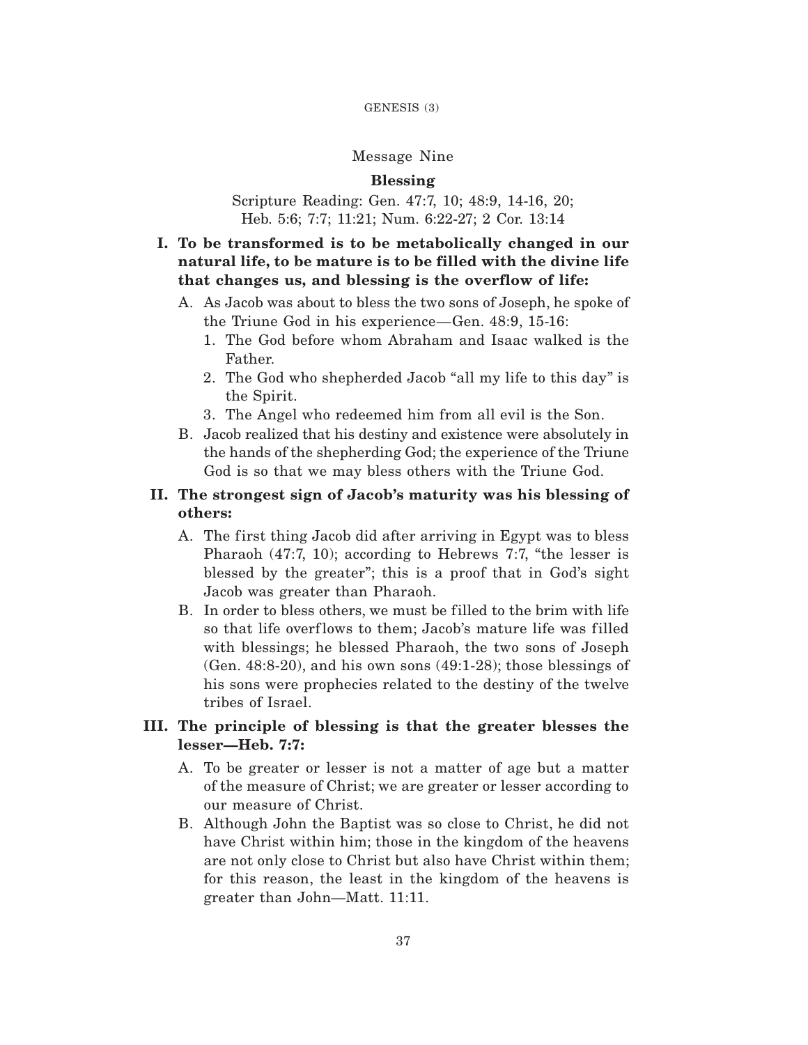## Message Nine

### Blessing

Scripture Reading: Gen. 47:7, 10; 48:9, 14-16, 20; Heb. 5:6; 7:7; 11:21; Num. 6:22-27; 2 Cor. 13:14

**I. To be transformed is to be metabolically changed in our natural life, to be mature is to be filled with the divine life that changes us, and blessing is the overflow of life:**

A. As Jacob was about to bless the two sons of Joseph, he spoke of the Triune God in his experience—Gen. 48:9, 15-16:

1. The God before whom Abraham and Isaac walked is the Father.
2. The God who shepherded Jacob "all my life to this day" is the Spirit.
3. The Angel who redeemed him from all evil is the Son.

B. Jacob realized that his destiny and existence were absolutely in the hands of the shepherding God; the experience of the Triune God is so that we may bless others with the Triune God.

**II. The strongest sign of Jacob's maturity was his blessing of others:**

A. The first thing Jacob did after arriving in Egypt was to bless Pharaoh (47:7, 10); according to Hebrews 7:7, "the lesser is blessed by the greater"; this is a proof that in God's sight Jacob was greater than Pharaoh.

B. In order to bless others, we must be filled to the brim with life so that life overflows to them; Jacob's mature life was filled with blessings; he blessed Pharaoh, the two sons of Joseph (Gen. 48:8-20), and his own sons (49:1-28); those blessings of his sons were prophecies related to the destiny of the twelve tribes of Israel.

**III. The principle of blessing is that the greater blesses the lesser—Heb. 7:7:**

A. To be greater or lesser is not a matter of age but a matter of the measure of Christ; we are greater or lesser according to our measure of Christ.

B. Although John the Baptist was so close to Christ, he did not have Christ within him; those in the kingdom of the heavens are not only close to Christ but also have Christ within them; for this reason, the least in the kingdom of the heavens is greater than John—Matt. 11:11.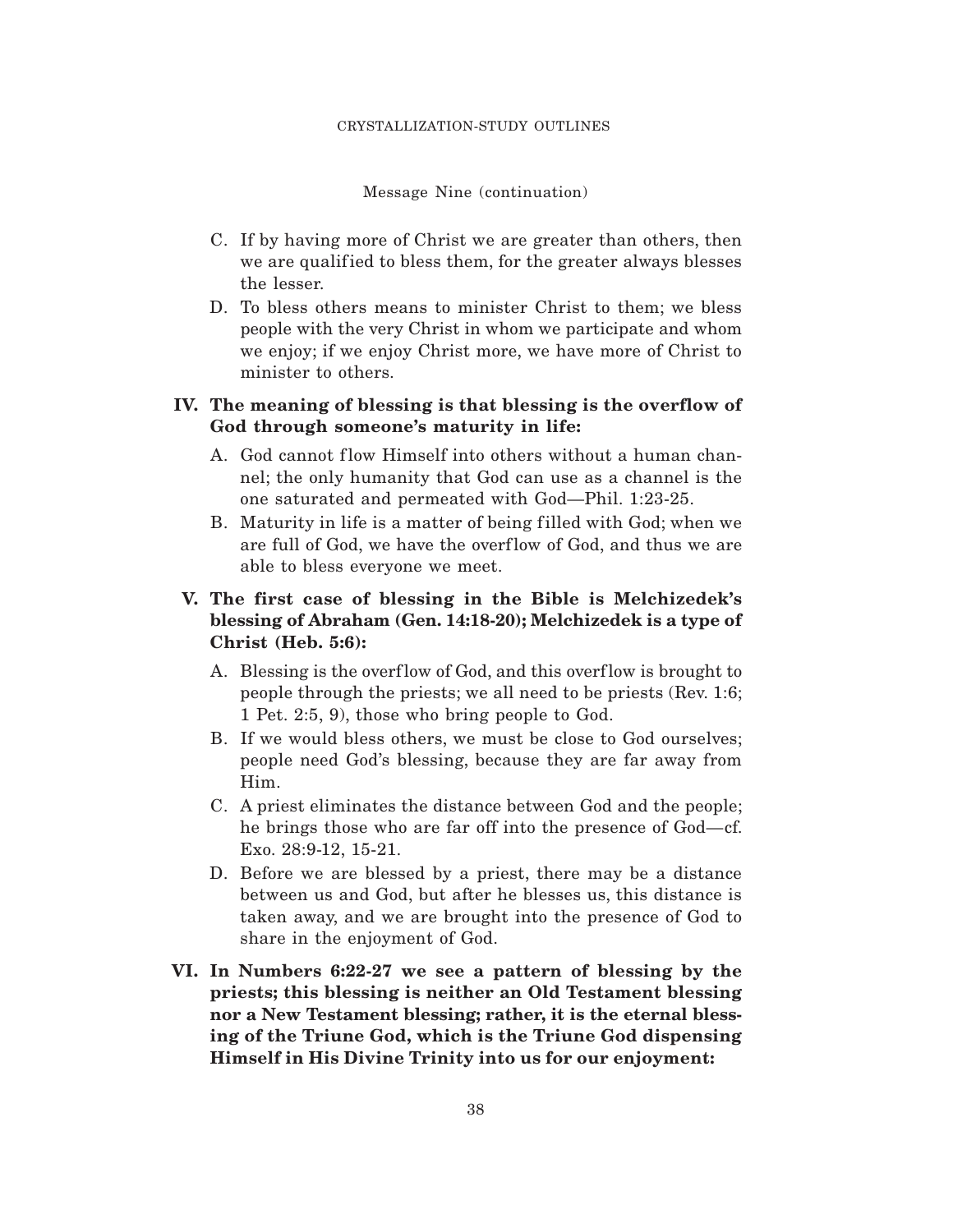Message Nine (continuation)

C. If by having more of Christ we are greater than others, then we are qualified to bless them, for the greater always blesses the lesser.

D. To bless others means to minister Christ to them; we bless people with the very Christ in whom we participate and whom we enjoy; if we enjoy Christ more, we have more of Christ to minister to others.

**IV. The meaning of blessing is that blessing is the overflow of God through someone's maturity in life:**

A. God cannot flow Himself into others without a human channel; the only humanity that God can use as a channel is the one saturated and permeated with God—Phil. 1:23-25.

B. Maturity in life is a matter of being filled with God; when we are full of God, we have the overflow of God, and thus we are able to bless everyone we meet.

**V. The first case of blessing in the Bible is Melchizedek's blessing of Abraham (Gen. 14:18-20); Melchizedek is a type of Christ (Heb. 5:6):**

A. Blessing is the overflow of God, and this overflow is brought to people through the priests; we all need to be priests (Rev. 1:6; 1 Pet. 2:5, 9), those who bring people to God.

B. If we would bless others, we must be close to God ourselves; people need God's blessing, because they are far away from Him.

C. A priest eliminates the distance between God and the people; he brings those who are far off into the presence of God—cf. Exo. 28:9-12, 15-21.

D. Before we are blessed by a priest, there may be a distance between us and God, but after he blesses us, this distance is taken away, and we are brought into the presence of God to share in the enjoyment of God.

**VI. In Numbers 6:22-27 we see a pattern of blessing by the priests; this blessing is neither an Old Testament blessing nor a New Testament blessing; rather, it is the eternal blessing of the Triune God, which is the Triune God dispensing Himself in His Divine Trinity into us for our enjoyment:**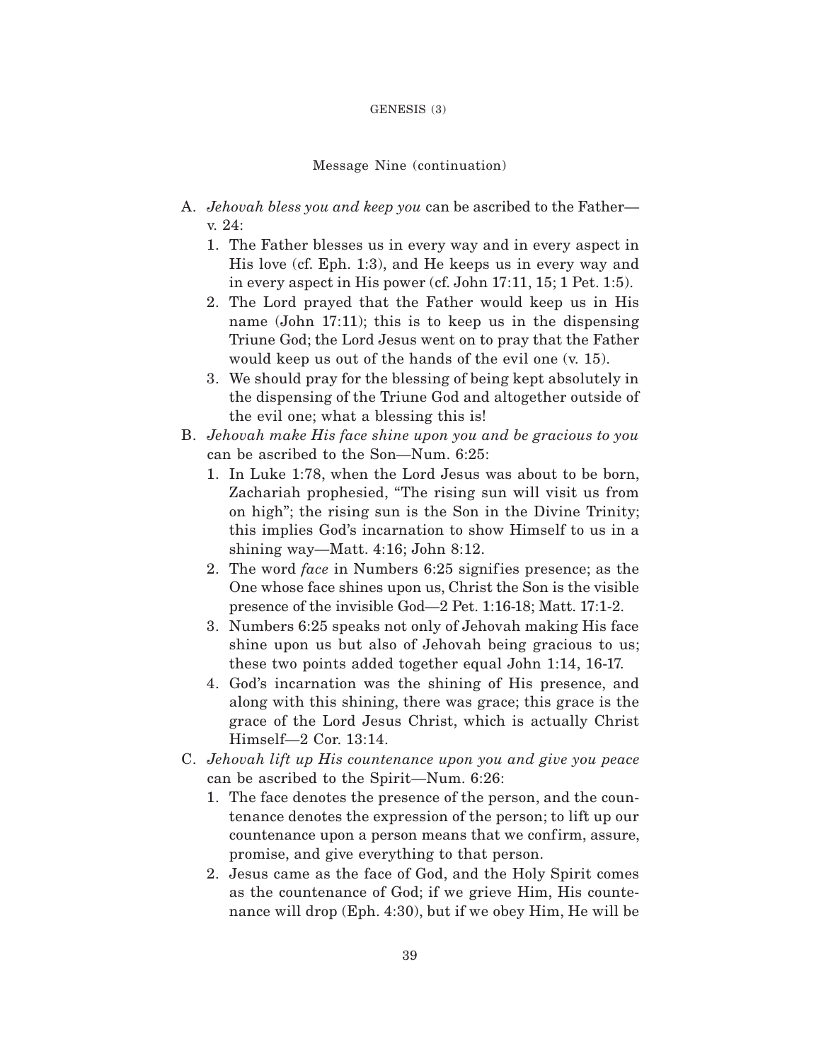Message Nine (continuation)

A. *Jehovah bless you and keep you* can be ascribed to the Father—v. 24:
   1. The Father blesses us in every way and in every aspect in His love (cf. Eph. 1:3), and He keeps us in every way and in every aspect in His power (cf. John 17:11, 15; 1 Pet. 1:5).
   2. The Lord prayed that the Father would keep us in His name (John 17:11); this is to keep us in the dispensing Triune God; the Lord Jesus went on to pray that the Father would keep us out of the hands of the evil one (v. 15).
   3. We should pray for the blessing of being kept absolutely in the dispensing of the Triune God and altogether outside of the evil one; what a blessing this is!
B. *Jehovah make His face shine upon you and be gracious to you* can be ascribed to the Son—Num. 6:25:
   1. In Luke 1:78, when the Lord Jesus was about to be born, Zachariah prophesied, "The rising sun will visit us from on high"; the rising sun is the Son in the Divine Trinity; this implies God's incarnation to show Himself to us in a shining way—Matt. 4:16; John 8:12.
   2. The word *face* in Numbers 6:25 signifies presence; as the One whose face shines upon us, Christ the Son is the visible presence of the invisible God—2 Pet. 1:16-18; Matt. 17:1-2.
   3. Numbers 6:25 speaks not only of Jehovah making His face shine upon us but also of Jehovah being gracious to us; these two points added together equal John 1:14, 16-17.
   4. God's incarnation was the shining of His presence, and along with this shining, there was grace; this grace is the grace of the Lord Jesus Christ, which is actually Christ Himself—2 Cor. 13:14.
C. *Jehovah lift up His countenance upon you and give you peace* can be ascribed to the Spirit—Num. 6:26:
   1. The face denotes the presence of the person, and the countenance denotes the expression of the person; to lift up our countenance upon a person means that we confirm, assure, promise, and give everything to that person.
   2. Jesus came as the face of God, and the Holy Spirit comes as the countenance of God; if we grieve Him, His countenance will drop (Eph. 4:30), but if we obey Him, He will be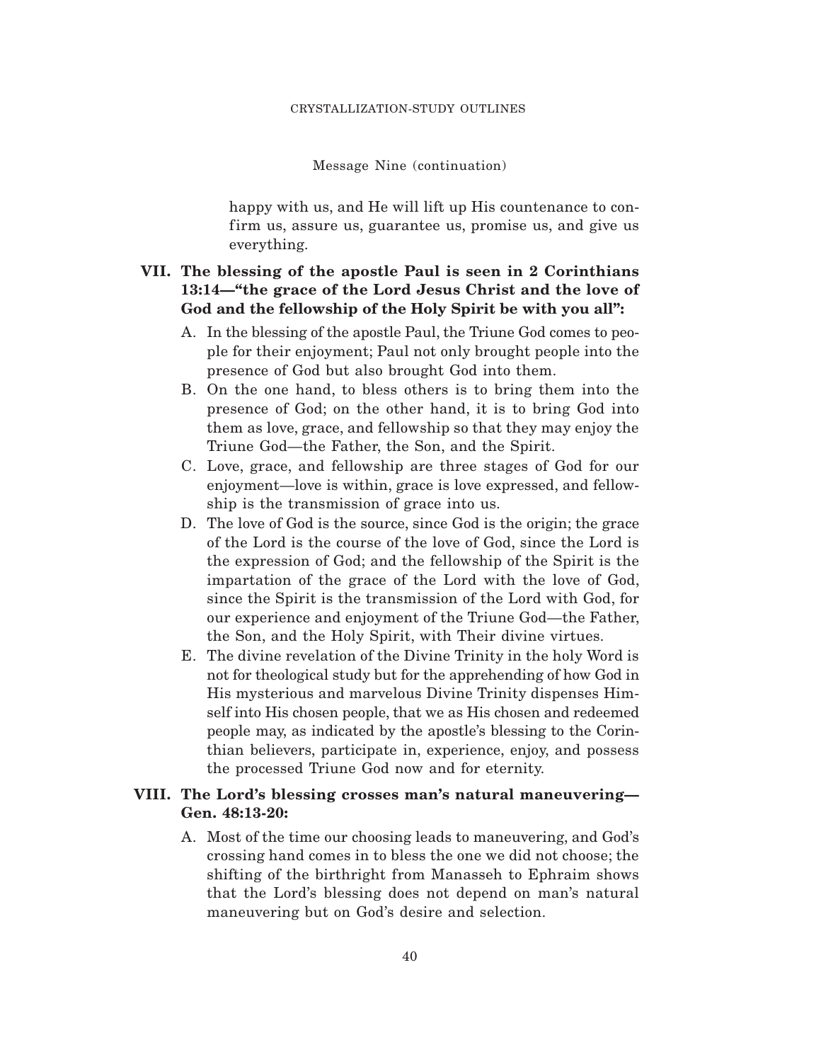Message Nine (continuation)

happy with us, and He will lift up His countenance to confirm us, assure us, guarantee us, promise us, and give us everything.

**VII. The blessing of the apostle Paul is seen in 2 Corinthians 13:14—"the grace of the Lord Jesus Christ and the love of God and the fellowship of the Holy Spirit be with you all":**

A. In the blessing of the apostle Paul, the Triune God comes to people for their enjoyment; Paul not only brought people into the presence of God but also brought God into them.

B. On the one hand, to bless others is to bring them into the presence of God; on the other hand, it is to bring God into them as love, grace, and fellowship so that they may enjoy the Triune God—the Father, the Son, and the Spirit.

C. Love, grace, and fellowship are three stages of God for our enjoyment—love is within, grace is love expressed, and fellowship is the transmission of grace into us.

D. The love of God is the source, since God is the origin; the grace of the Lord is the course of the love of God, since the Lord is the expression of God; and the fellowship of the Spirit is the impartation of the grace of the Lord with the love of God, since the Spirit is the transmission of the Lord with God, for our experience and enjoyment of the Triune God—the Father, the Son, and the Holy Spirit, with Their divine virtues.

E. The divine revelation of the Divine Trinity in the holy Word is not for theological study but for the apprehending of how God in His mysterious and marvelous Divine Trinity dispenses Himself into His chosen people, that we as His chosen and redeemed people may, as indicated by the apostle's blessing to the Corinthian believers, participate in, experience, enjoy, and possess the processed Triune God now and for eternity.

**VIII. The Lord's blessing crosses man's natural maneuvering—Gen. 48:13-20:**

A. Most of the time our choosing leads to maneuvering, and God's crossing hand comes in to bless the one we did not choose; the shifting of the birthright from Manasseh to Ephraim shows that the Lord's blessing does not depend on man's natural maneuvering but on God's desire and selection.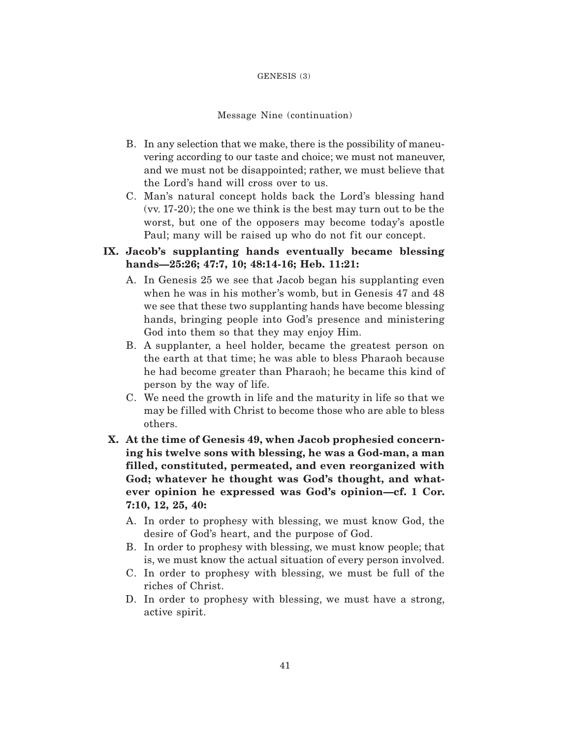Message Nine (continuation)

B. In any selection that we make, there is the possibility of maneuvering according to our taste and choice; we must not maneuver, and we must not be disappointed; rather, we must believe that the Lord's hand will cross over to us.

C. Man's natural concept holds back the Lord's blessing hand (vv. 17-20); the one we think is the best may turn out to be the worst, but one of the opposers may become today's apostle Paul; many will be raised up who do not fit our concept.

**IX. Jacob's supplanting hands eventually became blessing hands—25:26; 47:7, 10; 48:14-16; Heb. 11:21:**

A. In Genesis 25 we see that Jacob began his supplanting even when he was in his mother's womb, but in Genesis 47 and 48 we see that these two supplanting hands have become blessing hands, bringing people into God's presence and ministering God into them so that they may enjoy Him.

B. A supplanter, a heel holder, became the greatest person on the earth at that time; he was able to bless Pharaoh because he had become greater than Pharaoh; he became this kind of person by the way of life.

C. We need the growth in life and the maturity in life so that we may be filled with Christ to become those who are able to bless others.

**X. At the time of Genesis 49, when Jacob prophesied concerning his twelve sons with blessing, he was a God-man, a man filled, constituted, permeated, and even reorganized with God; whatever he thought was God's thought, and whatever opinion he expressed was God's opinion—cf. 1 Cor. 7:10, 12, 25, 40:**

A. In order to prophesy with blessing, we must know God, the desire of God's heart, and the purpose of God.

B. In order to prophesy with blessing, we must know people; that is, we must know the actual situation of every person involved.

C. In order to prophesy with blessing, we must be full of the riches of Christ.

D. In order to prophesy with blessing, we must have a strong, active spirit.